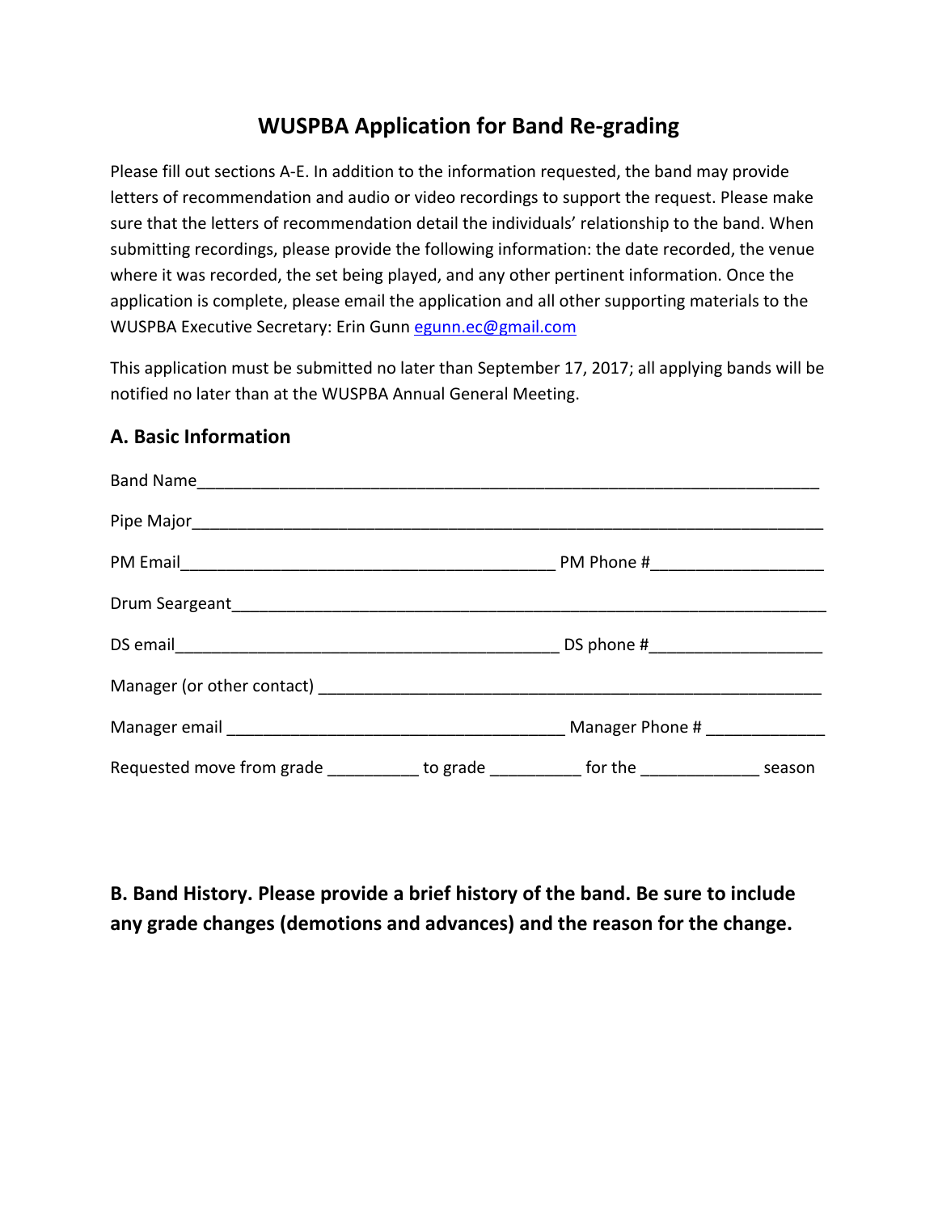# WUSPBA Application for Band Re-grading

Please fill out sections A-E. In addition to the information requested, the band may provide letters of recommendation and audio or video recordings to support the request. Please make sure that the letters of recommendation detail the individuals' relationship to the band. When submitting recordings, please provide the following information: the date recorded, the venue where it was recorded, the set being played, and any other pertinent information. Once the application is complete, please email the application and all other supporting materials to the WUSPBA Executive Secretary: Erin Gunn egunn.ec@gmail.com

This application must be submitted no later than September 17, 2017; all applying bands will be notified no later than at the WUSPBA Annual General Meeting.

## A. Basic Information

Band Name______________________________________________________________________

Pipe Major______________________________________________________________________

PM Email_________________________________________ PM Phone #___________________

Drum Seargeant__________________________________________________________________

DS email__________________________________________ DS phone #___________________

Manager (or other contact) _________________________________________________________

Manager email _____________________________________ Manager Phone # _____________

Requested move from grade __________ to grade __________ for the _____________ season

## B. Band History. Please provide a brief history of the band. Be sure to include any grade changes (demotions and advances) and the reason for the change.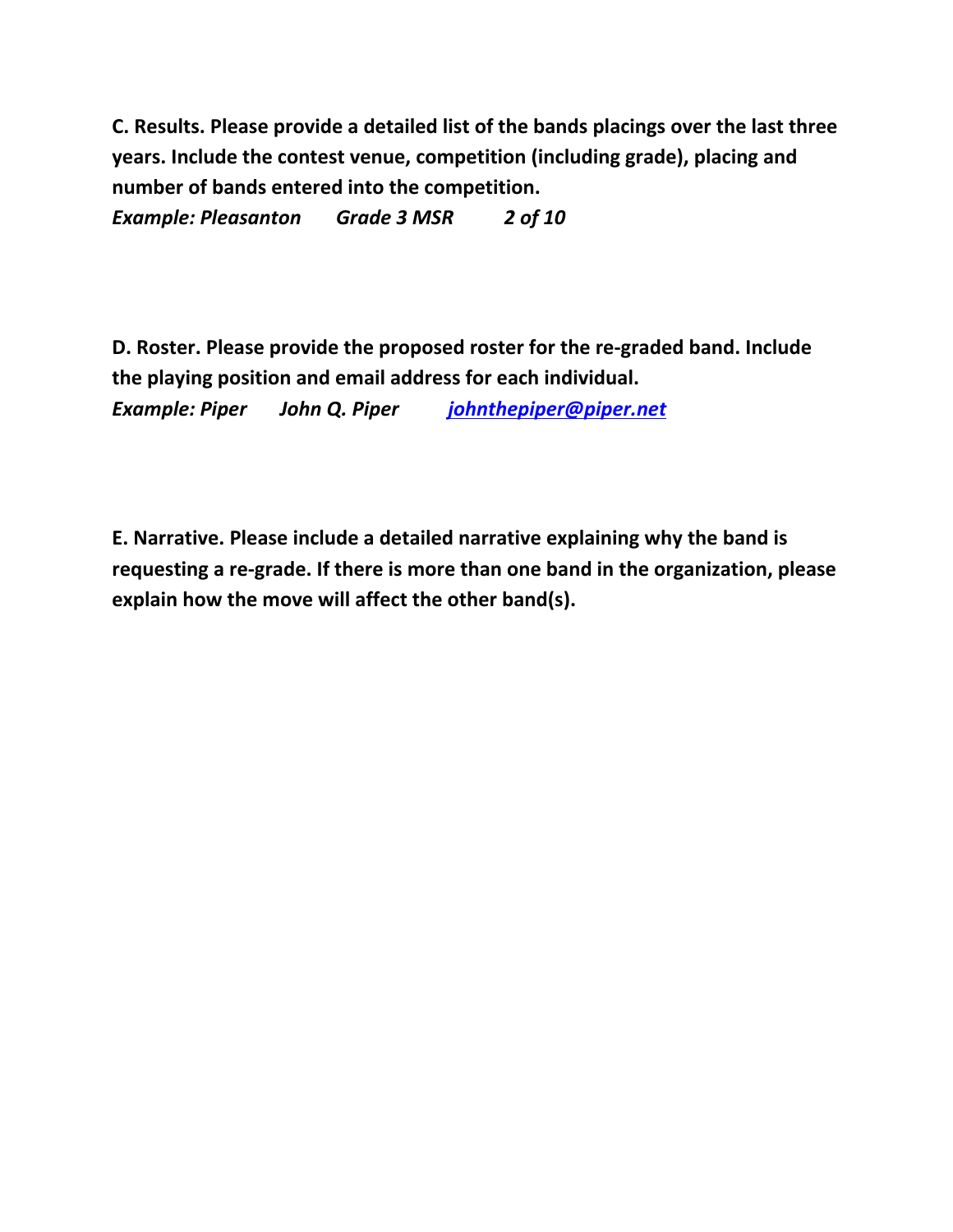**C. Results. Please provide a detailed list of the bands placings over the last three years. Include the contest venue, competition (including grade), placing and number of bands entered into the competition.**

***Example: Pleasanton   Grade 3 MSR   2 of 10***

**D. Roster. Please provide the proposed roster for the re-graded band. Include the playing position and email address for each individual.**

***Example: Piper   John Q. Piper   [johnthepiper@piper.net](mailto:johnthepiper@piper.net)***

**E. Narrative. Please include a detailed narrative explaining why the band is requesting a re-grade. If there is more than one band in the organization, please explain how the move will affect the other band(s).**